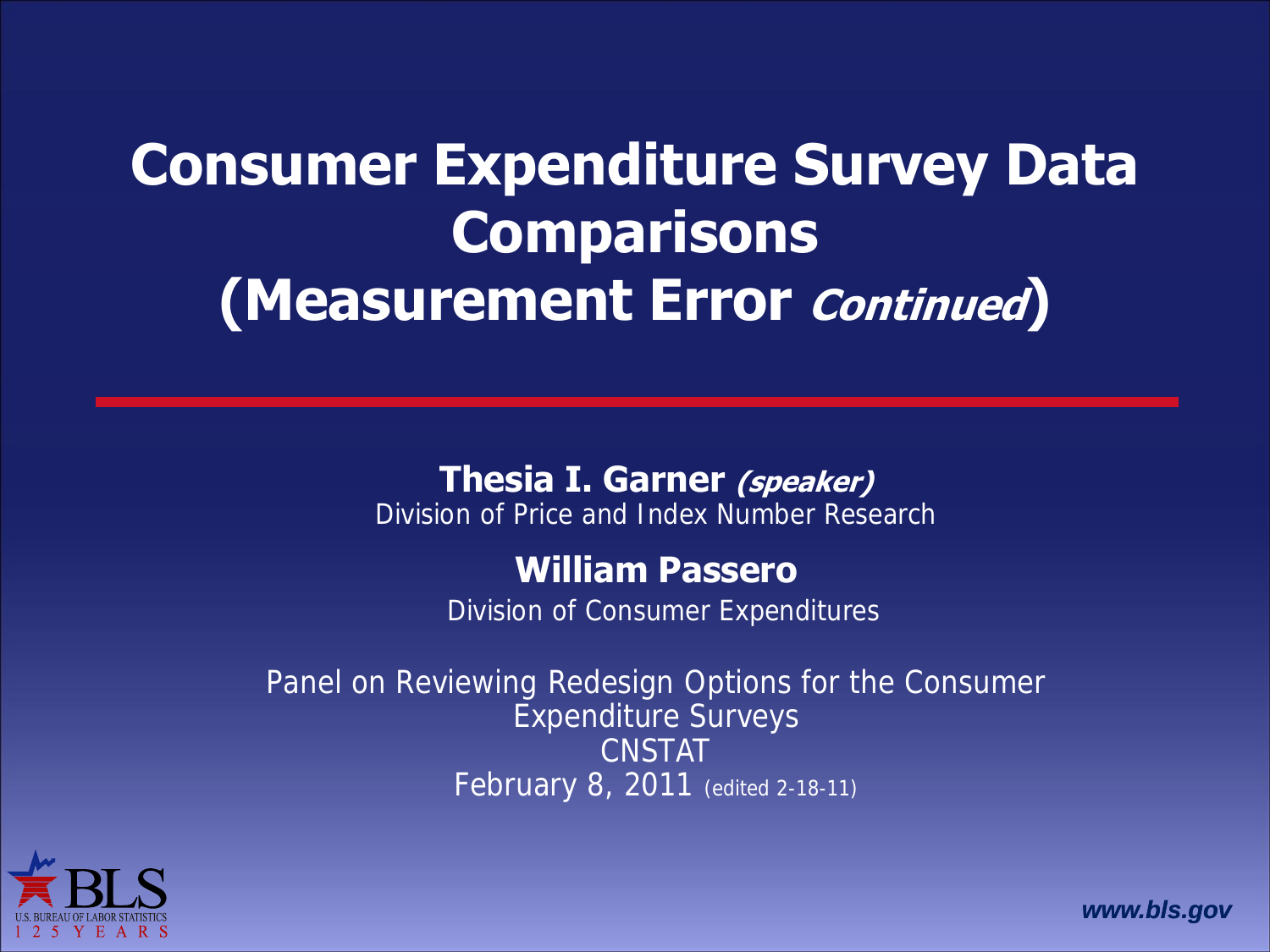# Consumer Expenditure Survey Data Comparisons (Measurement Error *Continued*)

**Thesia I. Garner** ***(speaker)***
Division of Price and Index Number Research

**William Passero**
Division of Consumer Expenditures

Panel on Reviewing Redesign Options for the Consumer Expenditure Surveys
CNSTAT
February 8, 2011 (edited 2-18-11)

U.S. BUREAU OF LABOR STATISTICS
125 YEARS

***www.bls.gov***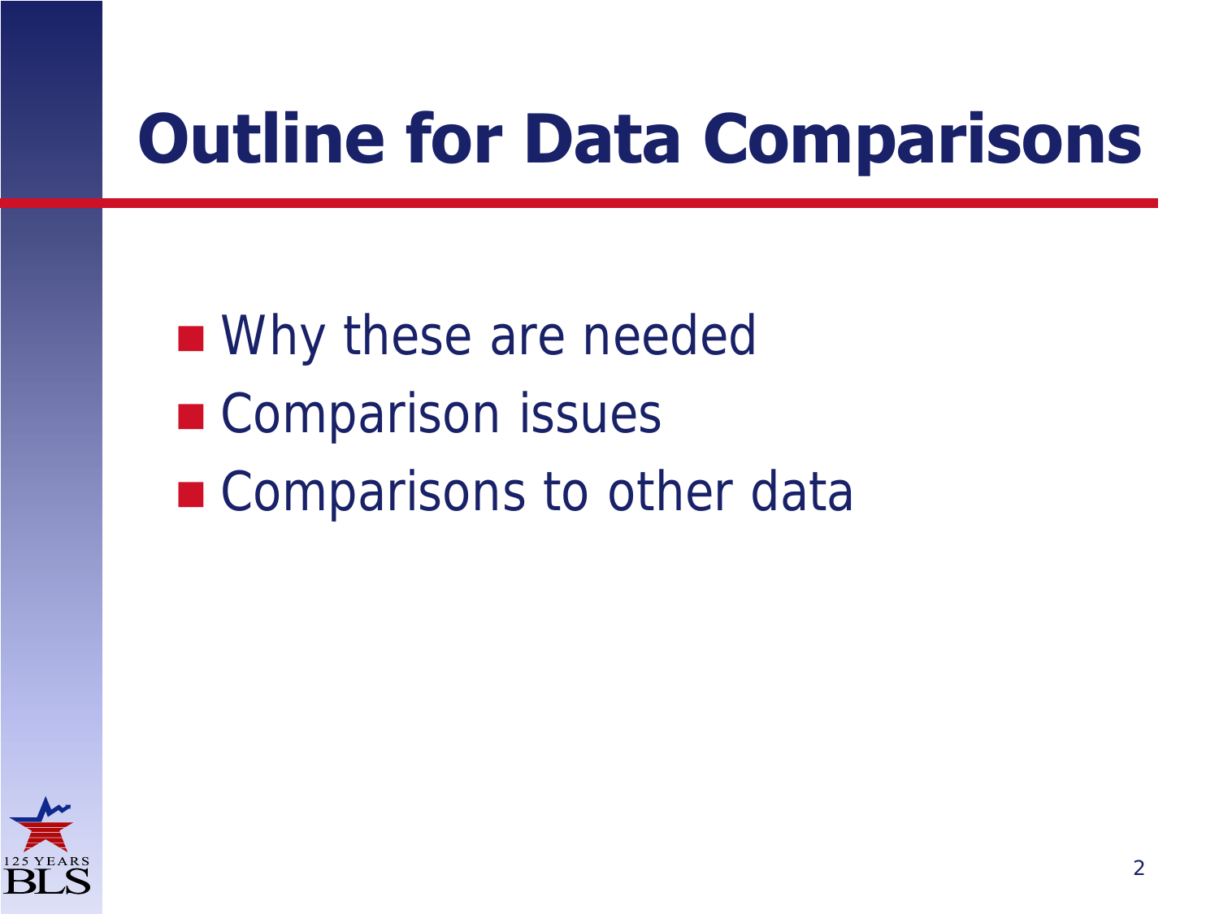# Outline for Data Comparisons

- Why these are needed
- Comparison issues
- Comparisons to other data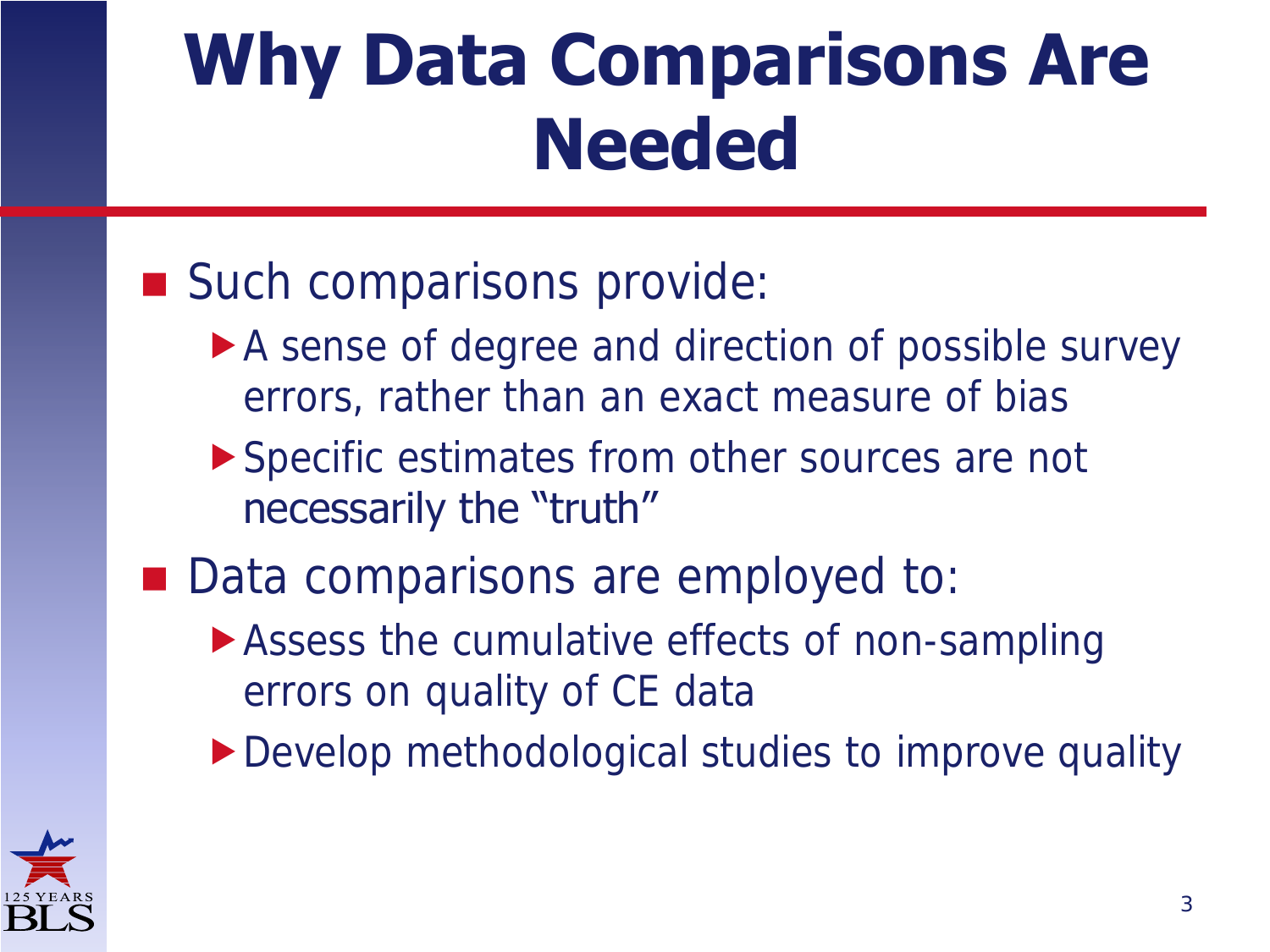# Why Data Comparisons Are Needed

- Such comparisons provide:
  - A sense of degree and direction of possible survey errors, rather than an exact measure of bias
  - Specific estimates from other sources are not necessarily the "truth"
- Data comparisons are employed to:
  - Assess the cumulative effects of non-sampling errors on quality of CE data
  - Develop methodological studies to improve quality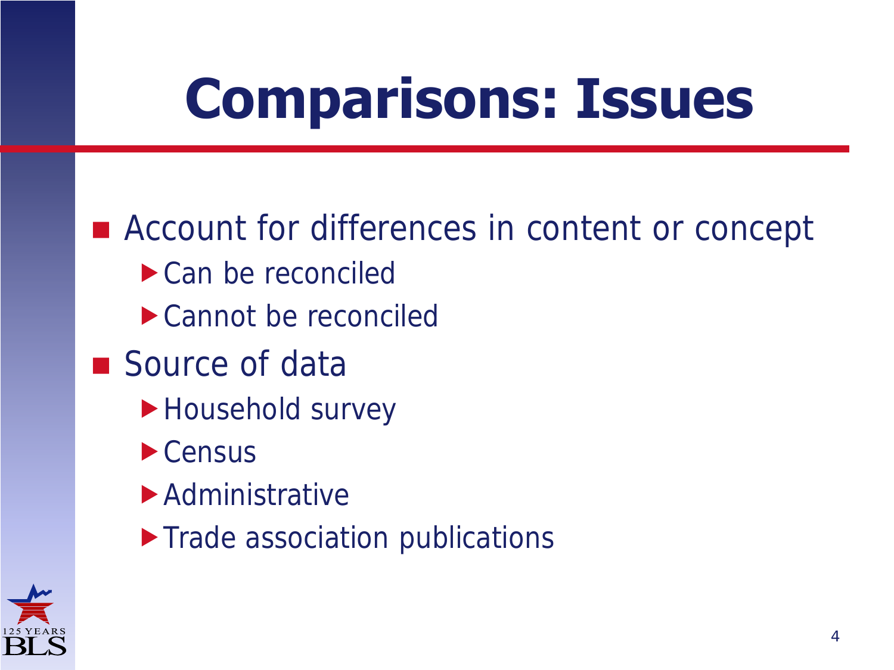# Comparisons: Issues

- Account for differences in content or concept
  - Can be reconciled
  - Cannot be reconciled
- Source of data
  - Household survey
  - Census
  - Administrative
  - Trade association publications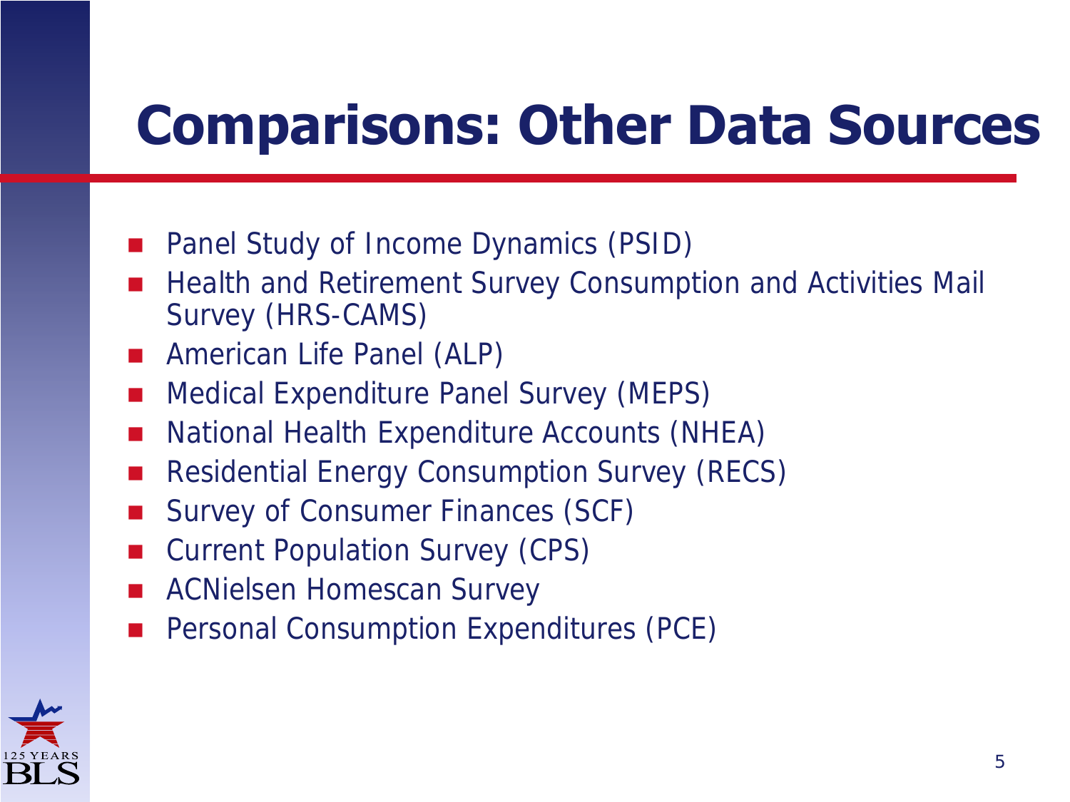# Comparisons: Other Data Sources

- Panel Study of Income Dynamics (PSID)
- Health and Retirement Survey Consumption and Activities Mail Survey (HRS-CAMS)
- American Life Panel (ALP)
- Medical Expenditure Panel Survey (MEPS)
- National Health Expenditure Accounts (NHEA)
- Residential Energy Consumption Survey (RECS)
- Survey of Consumer Finances (SCF)
- Current Population Survey (CPS)
- ACNielsen Homescan Survey
- Personal Consumption Expenditures (PCE)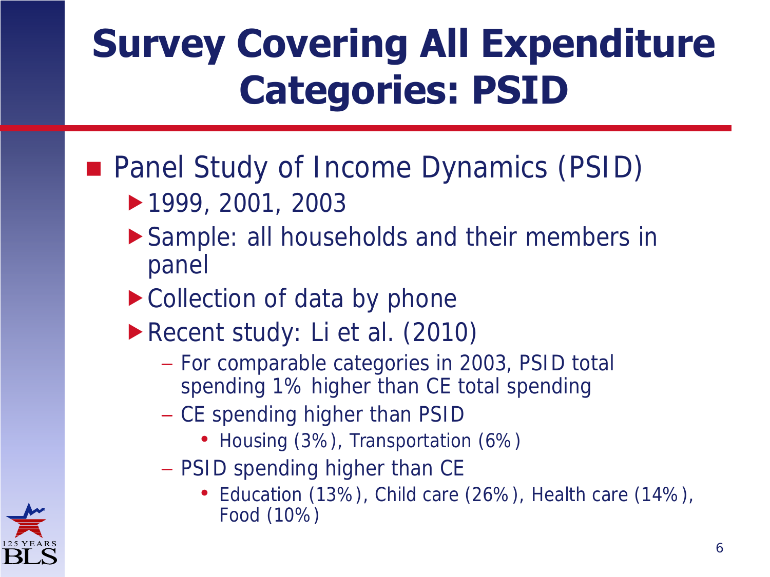# Survey Covering All Expenditure Categories: PSID

- Panel Study of Income Dynamics (PSID)
  - 1999, 2001, 2003
  - Sample: all households and their members in panel
  - Collection of data by phone
  - Recent study: Li et al. (2010)
    - For comparable categories in 2003, PSID total spending 1% higher than CE total spending
    - CE spending higher than PSID
      - Housing (3%), Transportation (6%)
    - PSID spending higher than CE
      - Education (13%), Child care (26%), Health care (14%), Food (10%)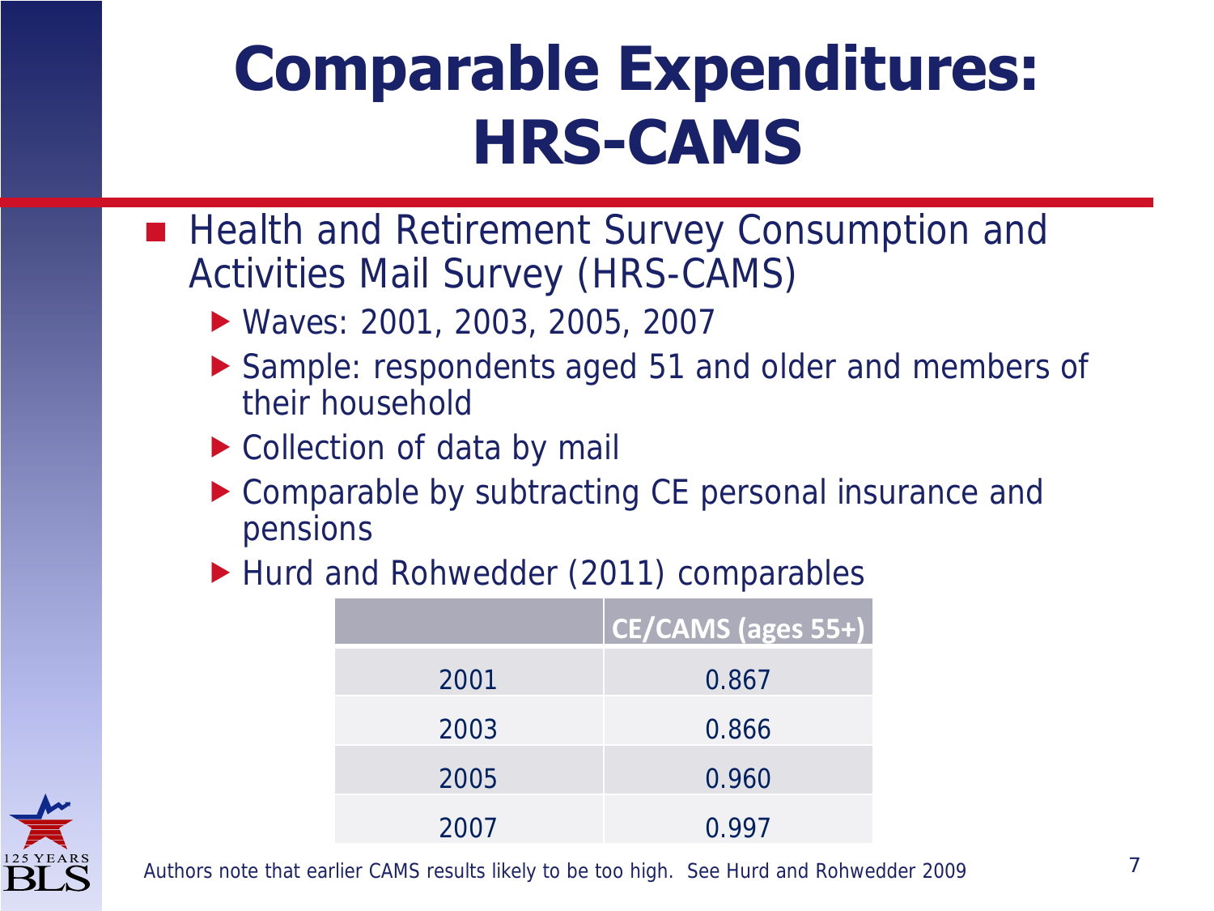# Comparable Expenditures: HRS-CAMS

- Health and Retirement Survey Consumption and Activities Mail Survey (HRS-CAMS)
  - Waves: 2001, 2003, 2005, 2007
  - Sample: respondents aged 51 and older and members of their household
  - Collection of data by mail
  - Comparable by subtracting CE personal insurance and pensions
  - Hurd and Rohwedder (2011) comparables

| | CE/CAMS (ages 55+) |
|---|---|
| 2001 | 0.867 |
| 2003 | 0.866 |
| 2005 | 0.960 |
| 2007 | 0.997 |

Authors note that earlier CAMS results likely to be too high. See Hurd and Rohwedder 2009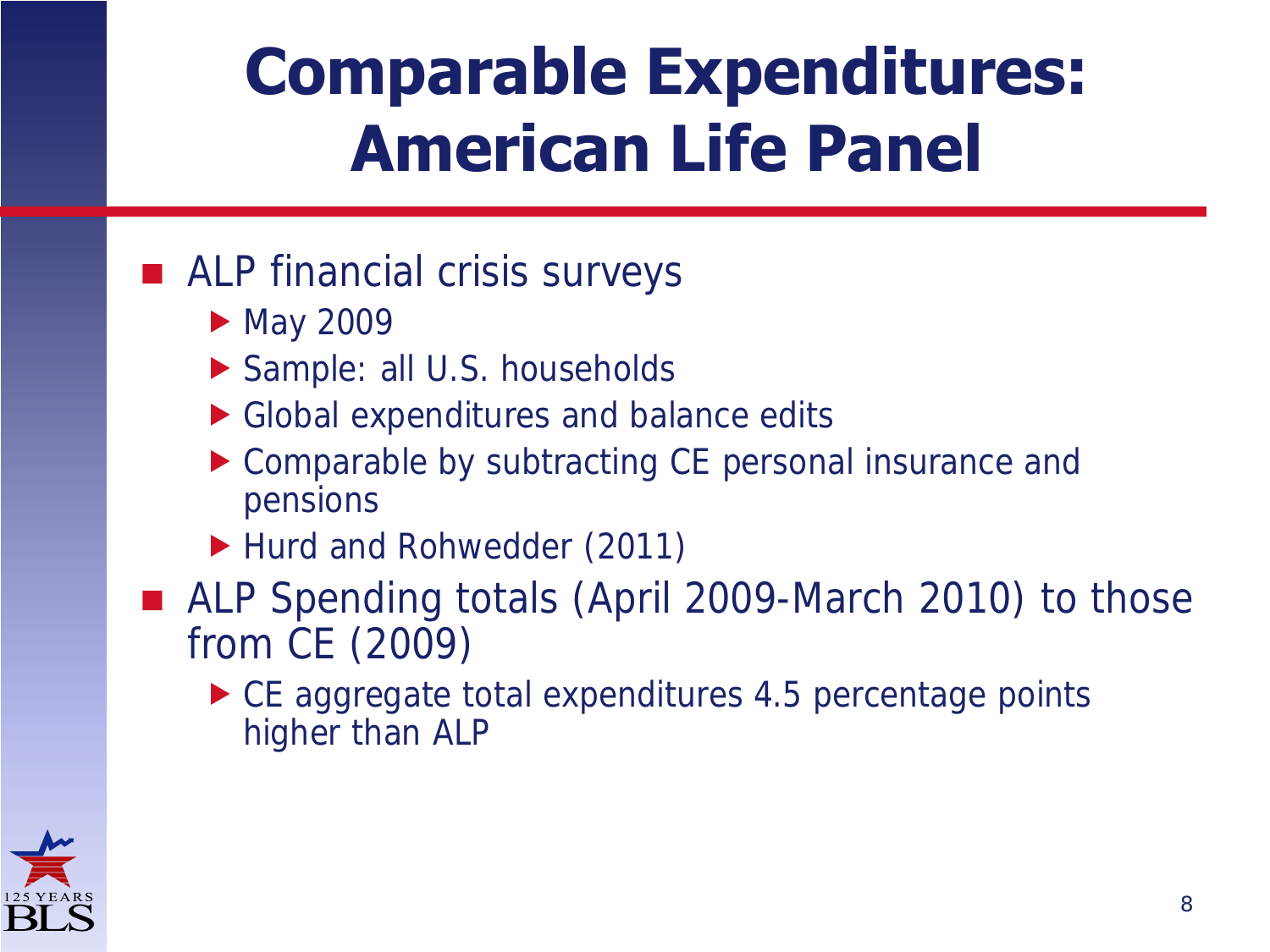# Comparable Expenditures: American Life Panel

- ALP financial crisis surveys
  - May 2009
  - Sample: all U.S. households
  - Global expenditures and balance edits
  - Comparable by subtracting CE personal insurance and pensions
  - Hurd and Rohwedder (2011)
- ALP Spending totals (April 2009-March 2010) to those from CE (2009)
  - CE aggregate total expenditures 4.5 percentage points higher than ALP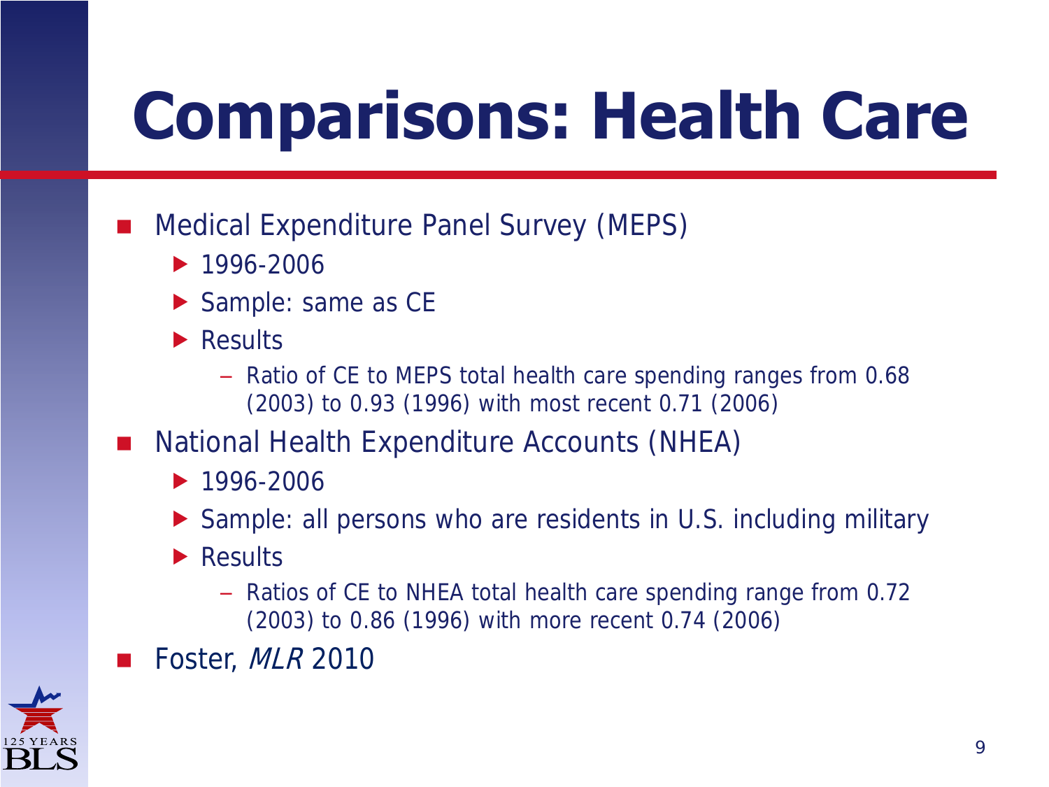# Comparisons: Health Care

- Medical Expenditure Panel Survey (MEPS)
  - 1996-2006
  - Sample: same as CE
  - Results
    - Ratio of CE to MEPS total health care spending ranges from 0.68 (2003) to 0.93 (1996) with most recent 0.71 (2006)
- National Health Expenditure Accounts (NHEA)
  - 1996-2006
  - Sample: all persons who are residents in U.S. including military
  - Results
    - Ratios of CE to NHEA total health care spending range from 0.72 (2003) to 0.86 (1996) with more recent 0.74 (2006)
- Foster, *MLR* 2010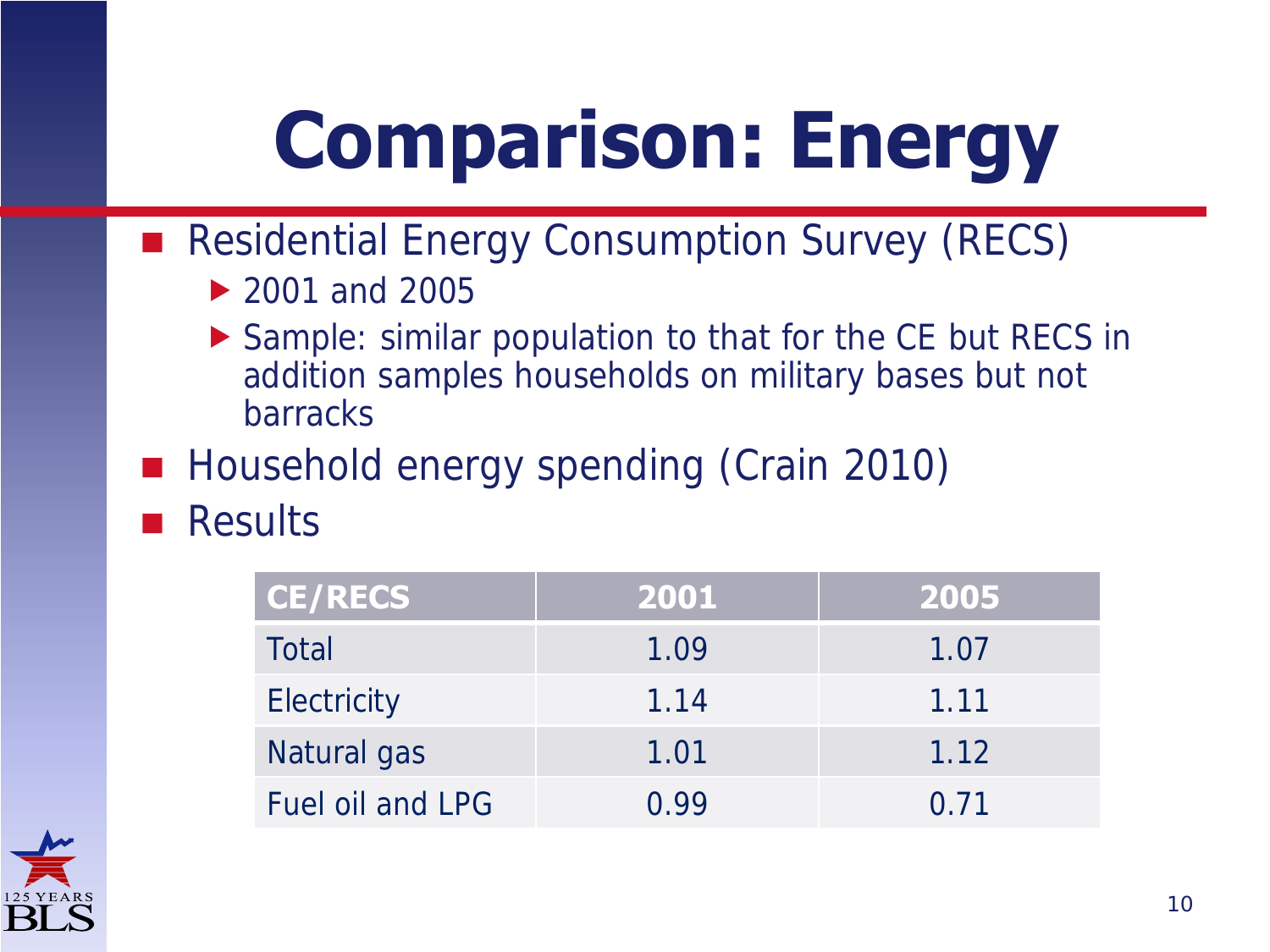# Comparison: Energy

- Residential Energy Consumption Survey (RECS)
  - 2001 and 2005
  - Sample: similar population to that for the CE but RECS in addition samples households on military bases but not barracks
- Household energy spending (Crain 2010)
- Results

| CE/RECS | 2001 | 2005 |
|---|---|---|
| Total | 1.09 | 1.07 |
| Electricity | 1.14 | 1.11 |
| Natural gas | 1.01 | 1.12 |
| Fuel oil and LPG | 0.99 | 0.71 |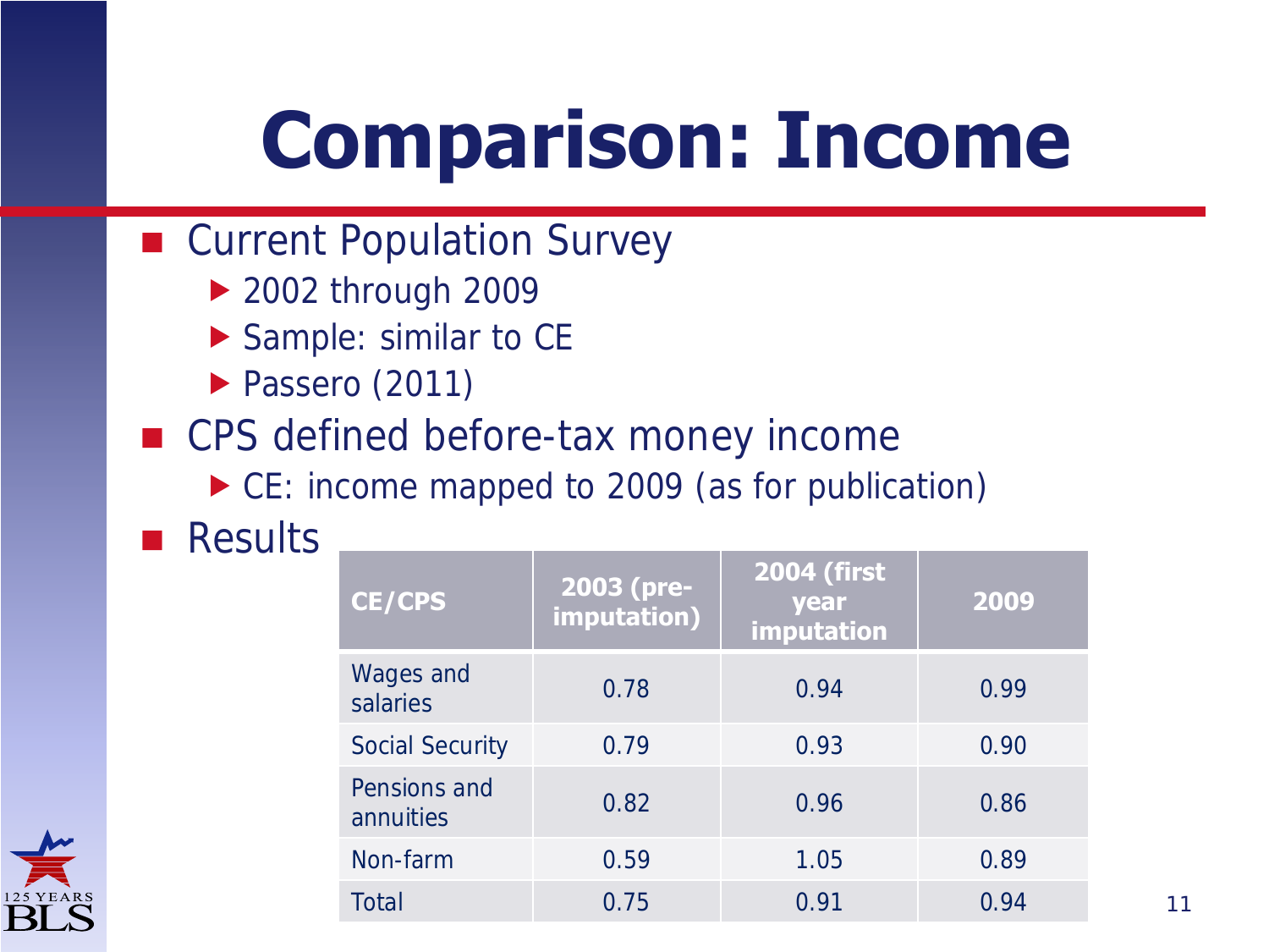# Comparison: Income

- Current Population Survey
  - 2002 through 2009
  - Sample: similar to CE
  - Passero (2011)
- CPS defined before-tax money income
  - CE: income mapped to 2009 (as for publication)
- Results

| CE/CPS | 2003 (pre-imputation) | 2004 (first year imputation | 2009 |
|---|---|---|---|
| Wages and salaries | 0.78 | 0.94 | 0.99 |
| Social Security | 0.79 | 0.93 | 0.90 |
| Pensions and annuities | 0.82 | 0.96 | 0.86 |
| Non-farm | 0.59 | 1.05 | 0.89 |
| Total | 0.75 | 0.91 | 0.94 |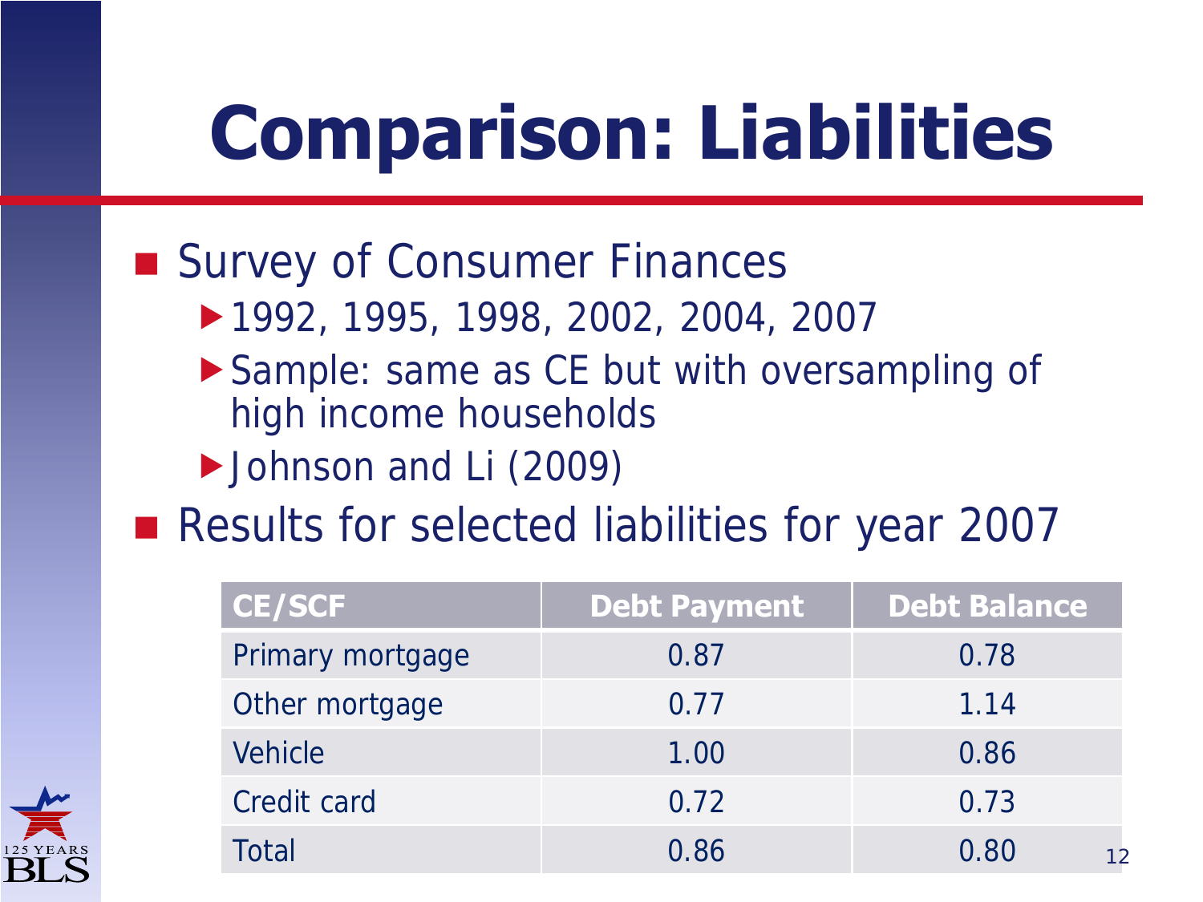# Comparison: Liabilities

- Survey of Consumer Finances
  - 1992, 1995, 1998, 2002, 2004, 2007
  - Sample: same as CE but with oversampling of high income households
  - Johnson and Li (2009)
- Results for selected liabilities for year 2007

| CE/SCF | Debt Payment | Debt Balance |
|---|---|---|
| Primary mortgage | 0.87 | 0.78 |
| Other mortgage | 0.77 | 1.14 |
| Vehicle | 1.00 | 0.86 |
| Credit card | 0.72 | 0.73 |
| Total | 0.86 | 0.80 |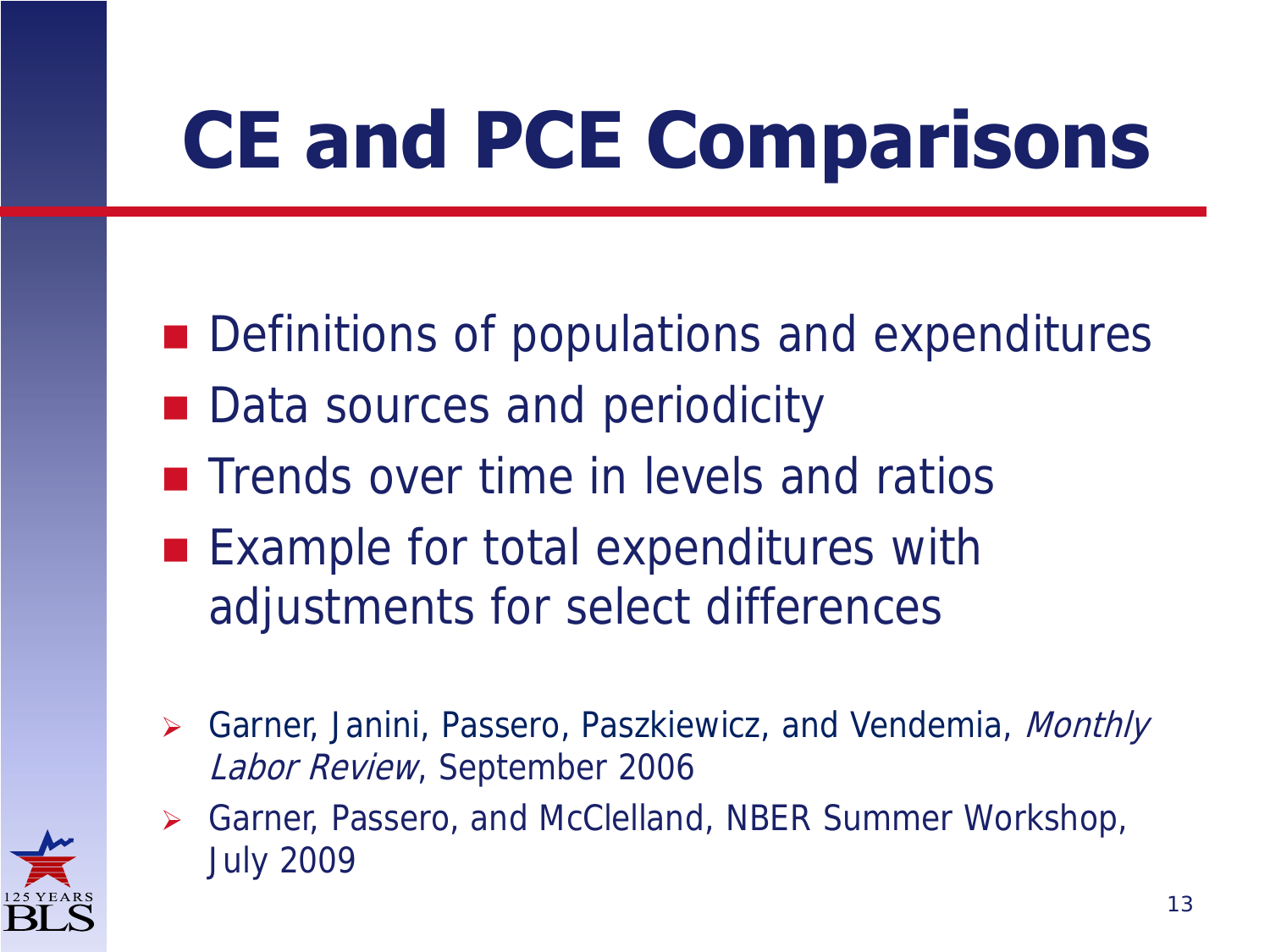# CE and PCE Comparisons

- Definitions of populations and expenditures
- Data sources and periodicity
- Trends over time in levels and ratios
- Example for total expenditures with adjustments for select differences

- Garner, Janini, Passero, Paszkiewicz, and Vendemia, *Monthly Labor Review*, September 2006
- Garner, Passero, and McClelland, NBER Summer Workshop, July 2009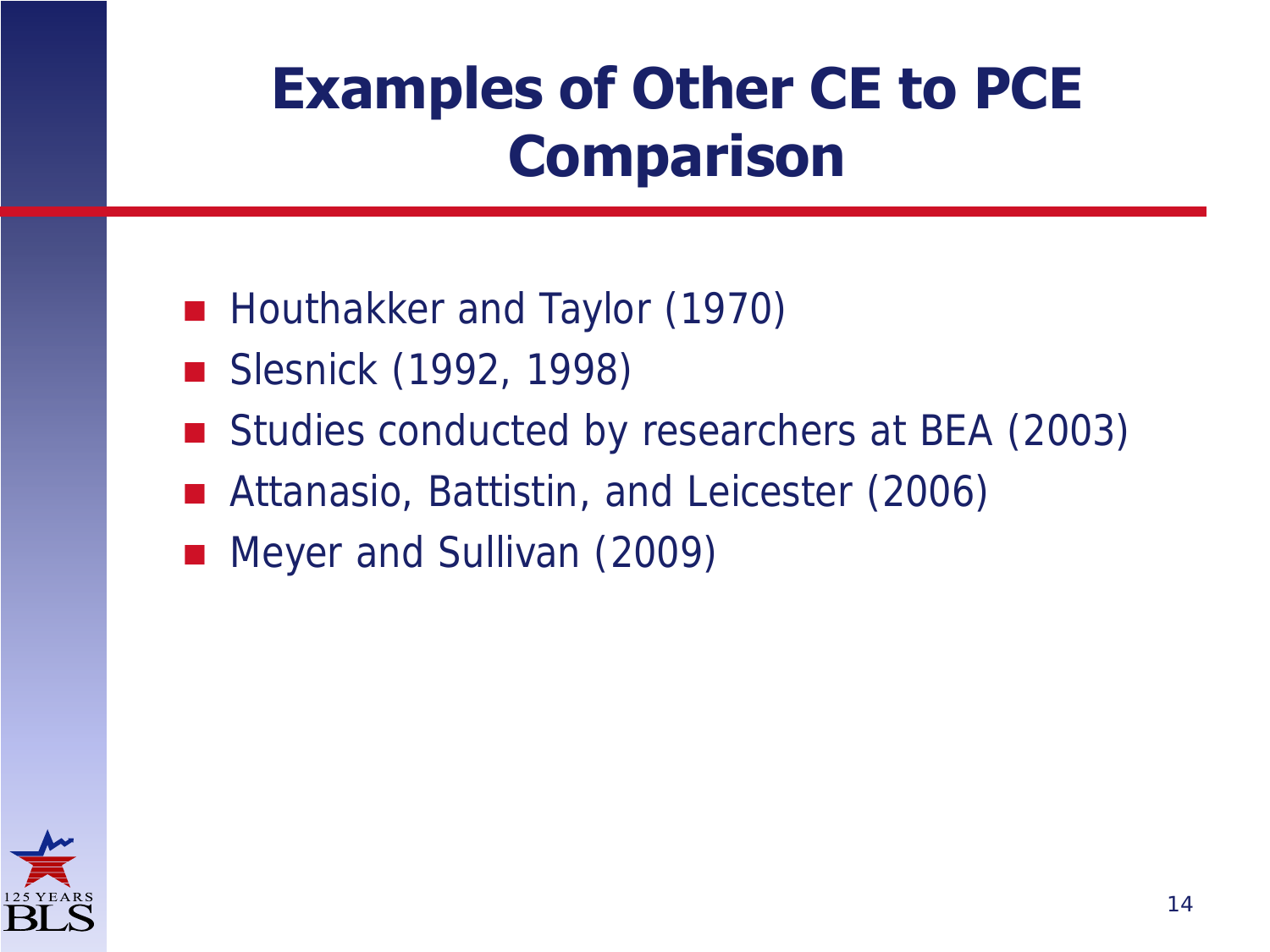# Examples of Other CE to PCE Comparison

- Houthakker and Taylor (1970)
- Slesnick (1992, 1998)
- Studies conducted by researchers at BEA (2003)
- Attanasio, Battistin, and Leicester (2006)
- Meyer and Sullivan (2009)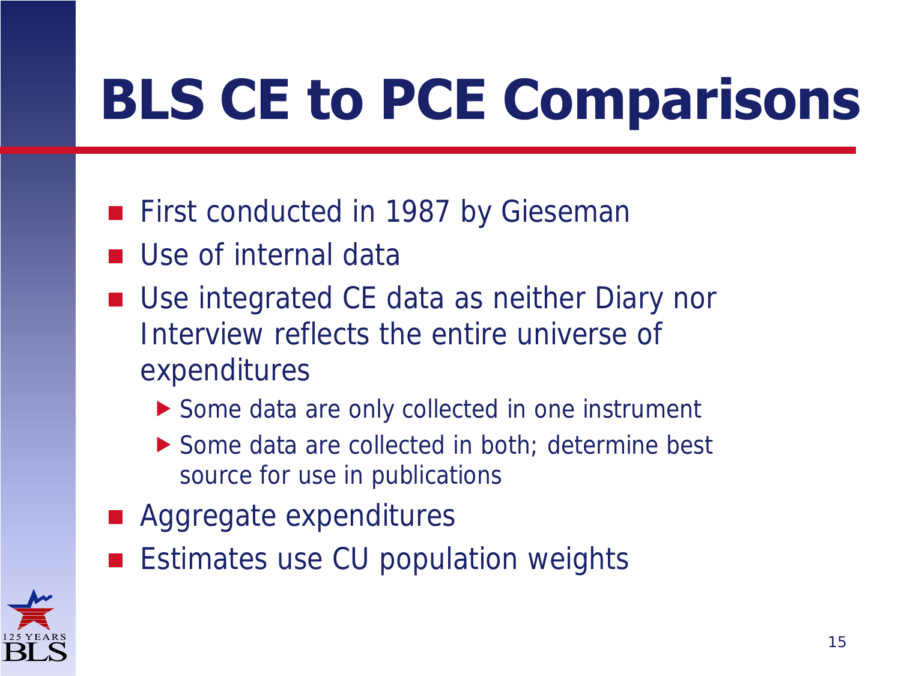# BLS CE to PCE Comparisons

- First conducted in 1987 by Gieseman
- Use of internal data
- Use integrated CE data as neither Diary nor Interview reflects the entire universe of expenditures
  - Some data are only collected in one instrument
  - Some data are collected in both; determine best source for use in publications
- Aggregate expenditures
- Estimates use CU population weights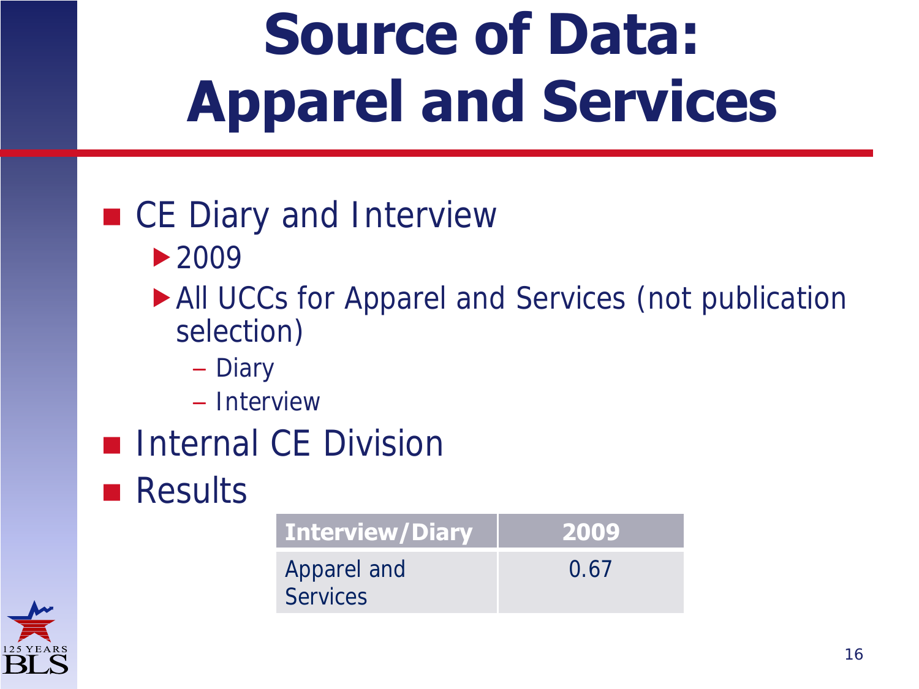# Source of Data: Apparel and Services

- CE Diary and Interview
  - 2009
  - All UCCs for Apparel and Services (not publication selection)
    - Diary
    - Interview
- Internal CE Division
- Results

| Interview/Diary | 2009 |
|---|---|
| Apparel and Services | 0.67 |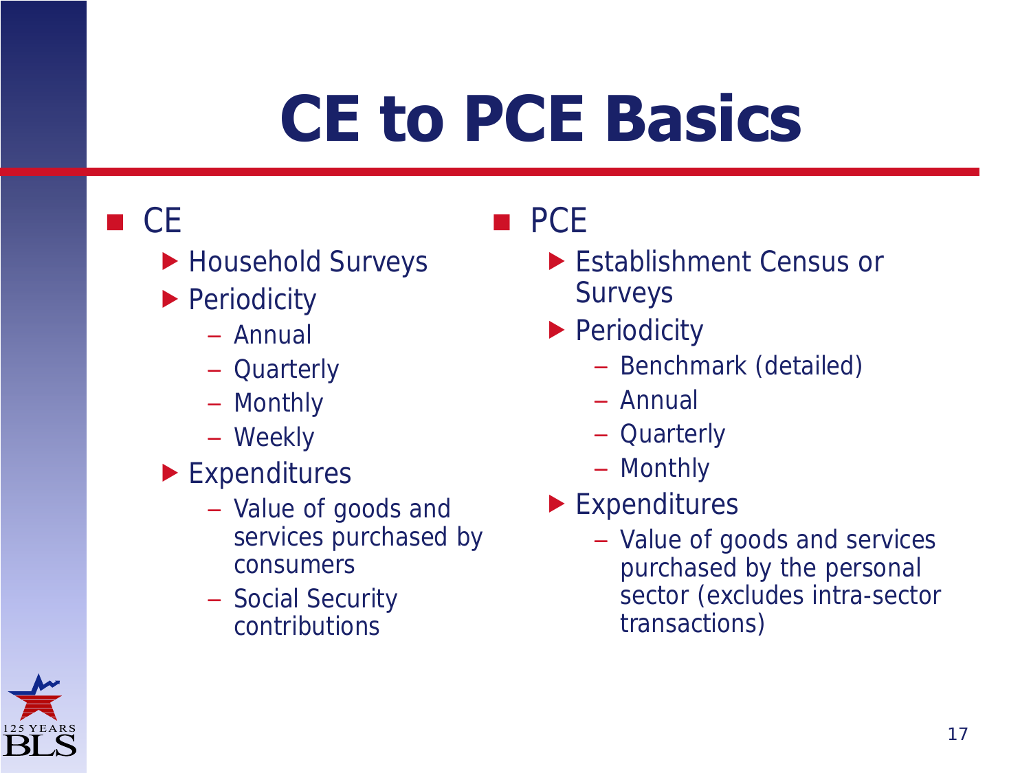# CE to PCE Basics

- CE
  - Household Surveys
  - Periodicity
    - Annual
    - Quarterly
    - Monthly
    - Weekly
  - Expenditures
    - Value of goods and services purchased by consumers
    - Social Security contributions

- PCE
  - Establishment Census or Surveys
  - Periodicity
    - Benchmark (detailed)
    - Annual
    - Quarterly
    - Monthly
  - Expenditures
    - Value of goods and services purchased by the personal sector (excludes intra-sector transactions)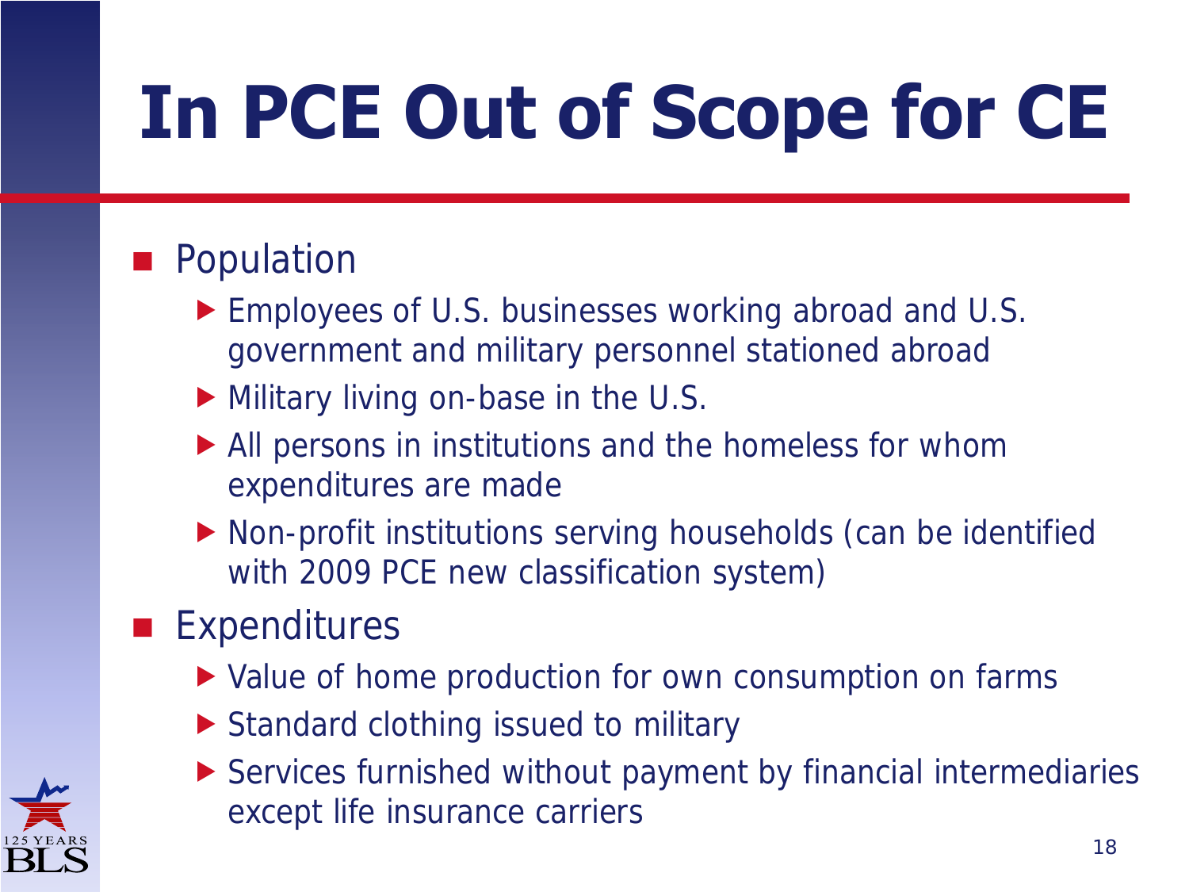# In PCE Out of Scope for CE

- Population
  - Employees of U.S. businesses working abroad and U.S. government and military personnel stationed abroad
  - Military living on-base in the U.S.
  - All persons in institutions and the homeless for whom expenditures are made
  - Non-profit institutions serving households (can be identified with 2009 PCE new classification system)
- Expenditures
  - Value of home production for own consumption on farms
  - Standard clothing issued to military
  - Services furnished without payment by financial intermediaries except life insurance carriers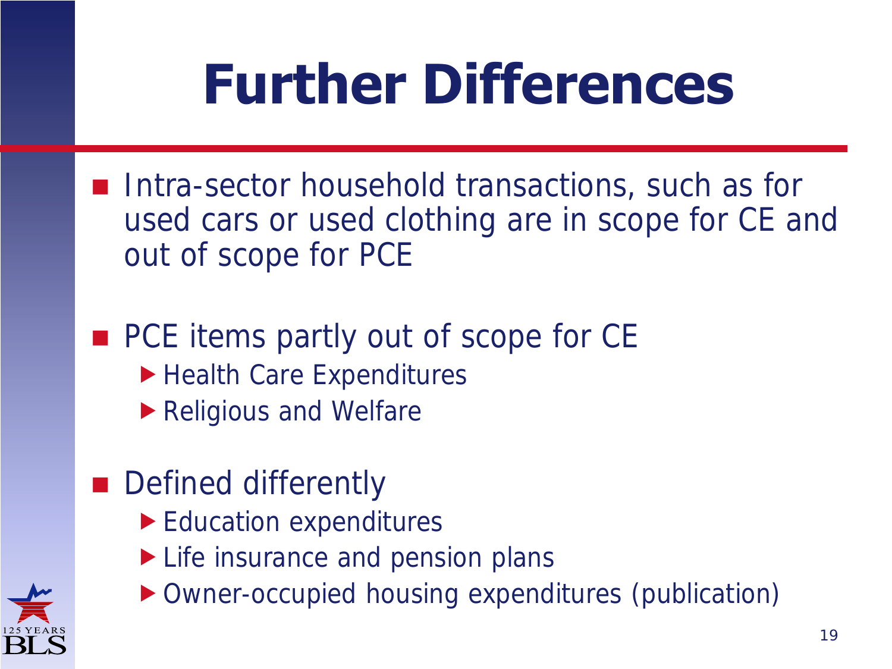# Further Differences

- Intra-sector household transactions, such as for used cars or used clothing are in scope for CE and out of scope for PCE

- PCE items partly out of scope for CE
  - Health Care Expenditures
  - Religious and Welfare

- Defined differently
  - Education expenditures
  - Life insurance and pension plans
  - Owner-occupied housing expenditures (publication)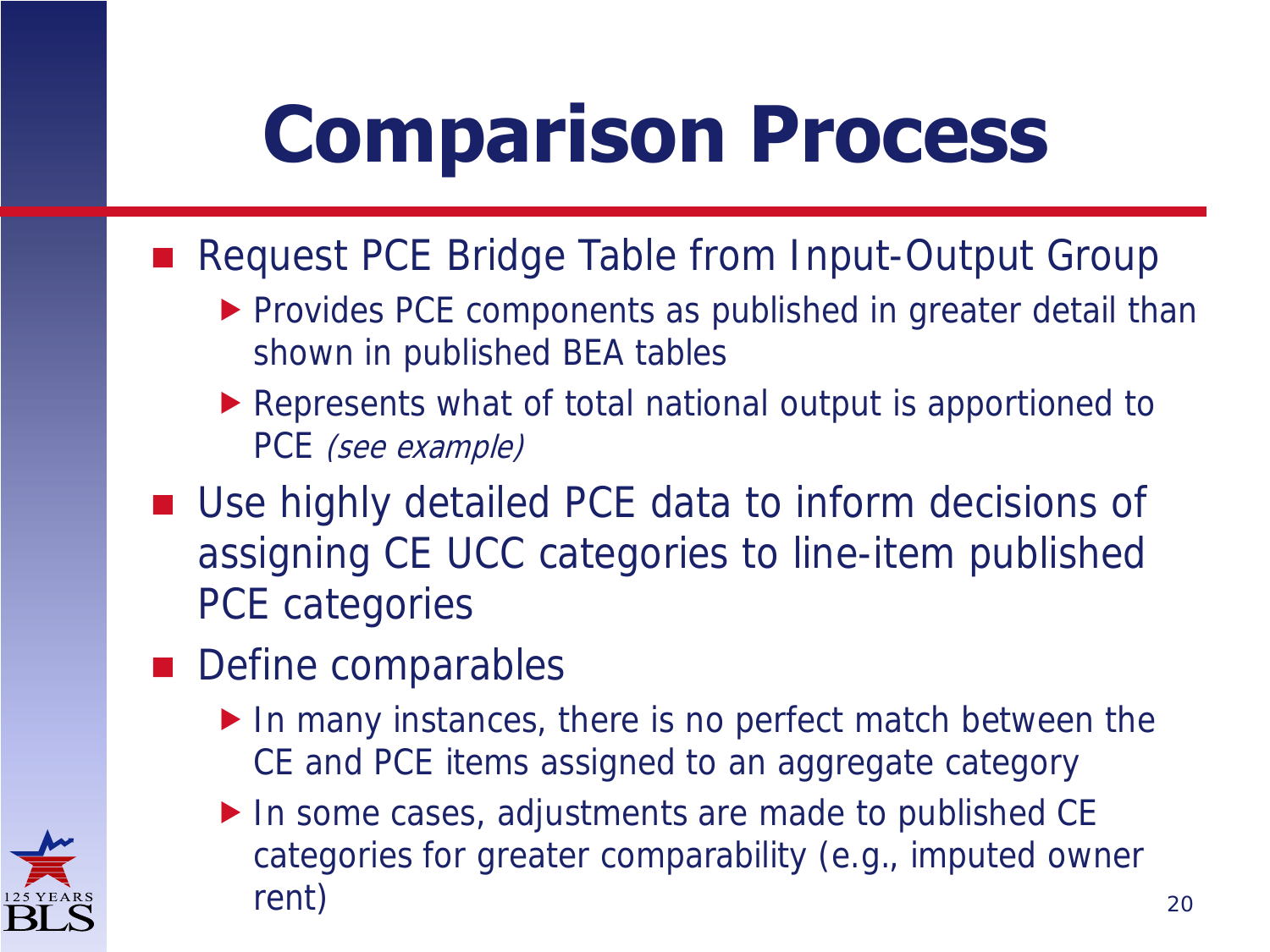# Comparison Process

- Request PCE Bridge Table from Input-Output Group
  - Provides PCE components as published in greater detail than shown in published BEA tables
  - Represents what of total national output is apportioned to PCE *(see example)*
- Use highly detailed PCE data to inform decisions of assigning CE UCC categories to line-item published PCE categories
- Define comparables
  - In many instances, there is no perfect match between the CE and PCE items assigned to an aggregate category
  - In some cases, adjustments are made to published CE categories for greater comparability (e.g., imputed owner rent)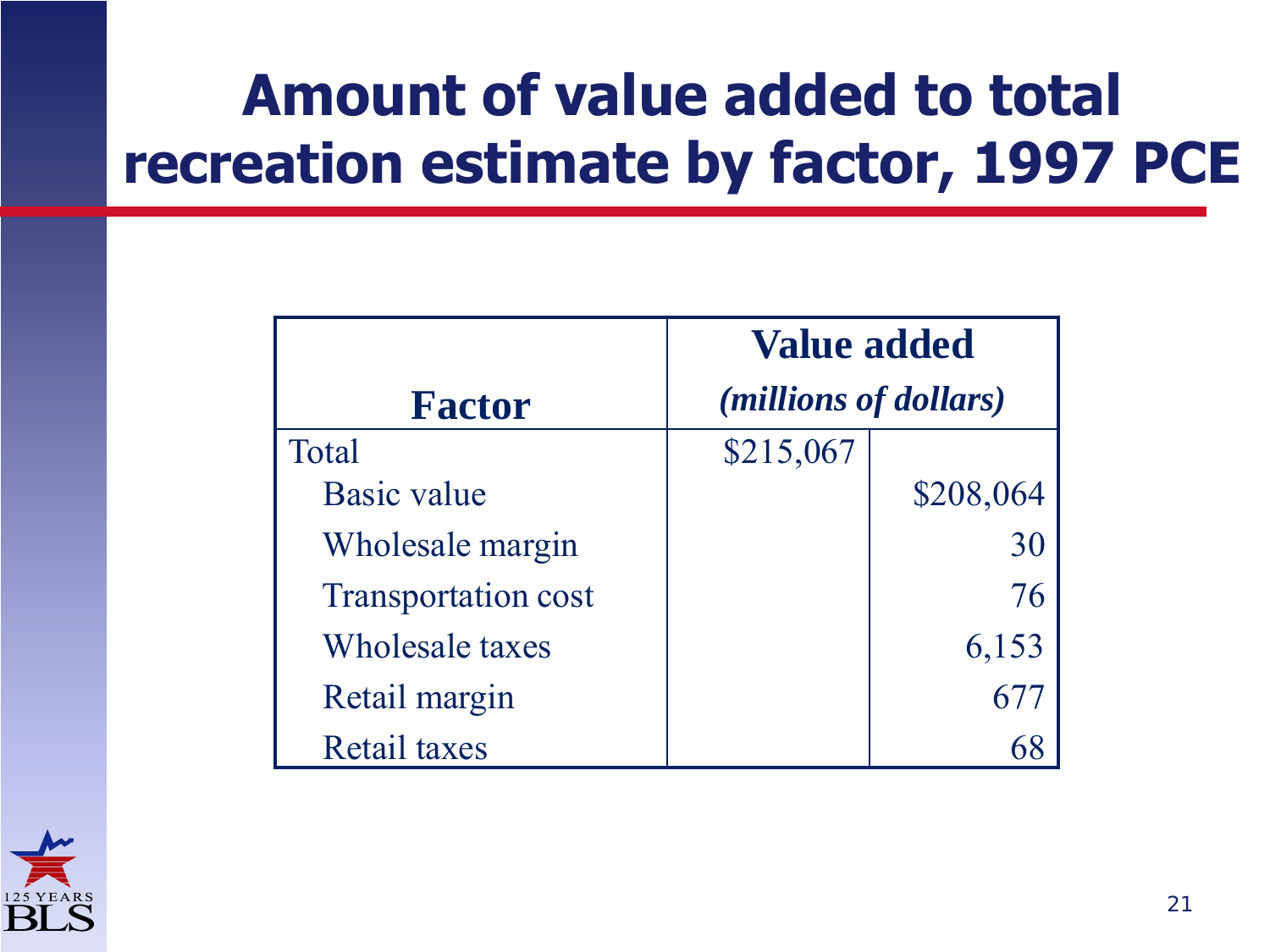# Amount of value added to total recreation estimate by factor, 1997 PCE

| Factor | Value added *(millions of dollars)* | |
|---|---|---|
| Total | $215,067 | |
| Basic value | | $208,064 |
| Wholesale margin | | 30 |
| Transportation cost | | 76 |
| Wholesale taxes | | 6,153 |
| Retail margin | | 677 |
| Retail taxes | | 68 |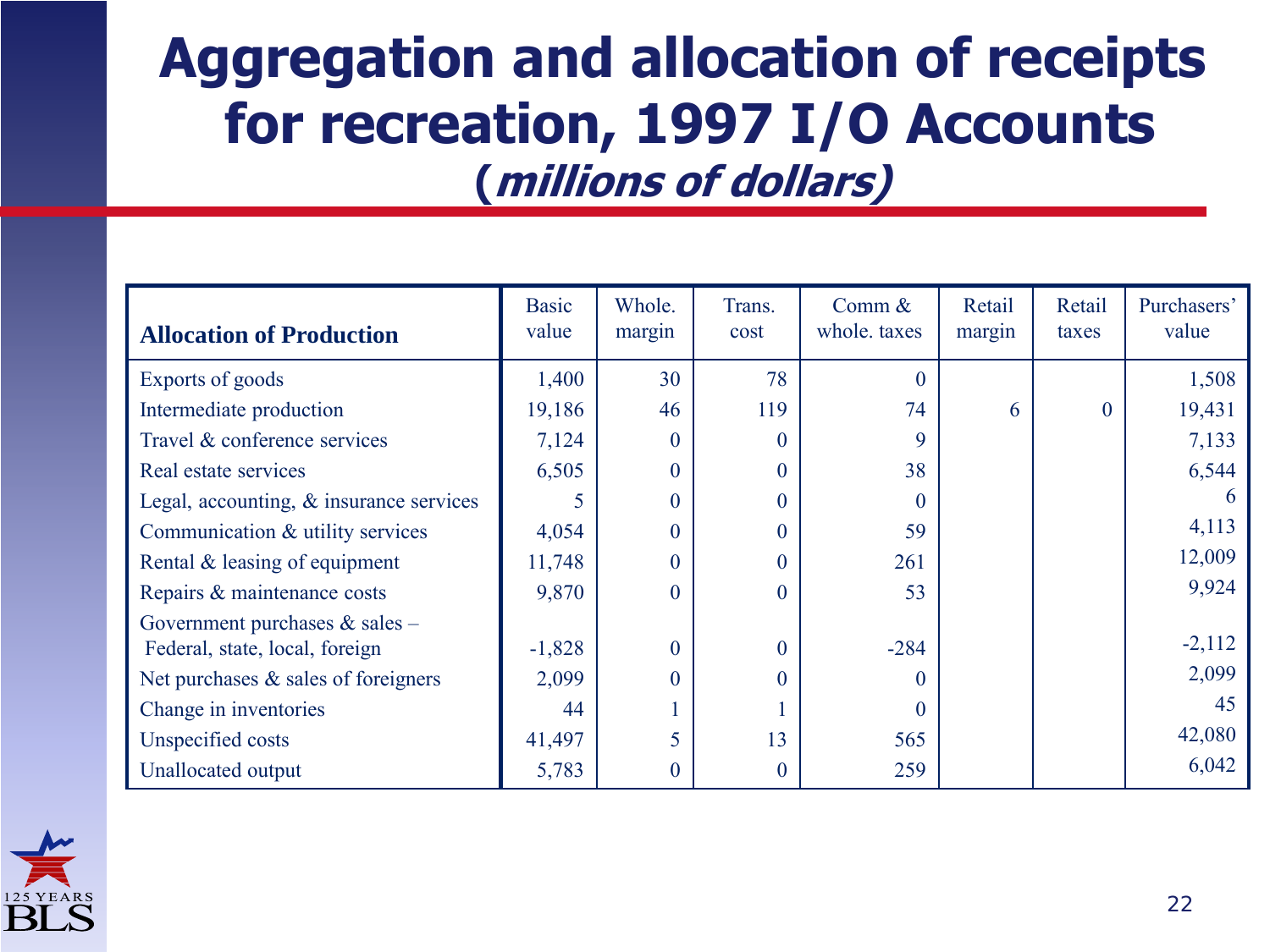# Aggregation and allocation of receipts for recreation, 1997 I/O Accounts (*millions of dollars)*

| Allocation of Production | Basic value | Whole. margin | Trans. cost | Comm & whole. taxes | Retail margin | Retail taxes | Purchasers' value |
|---|---|---|---|---|---|---|---|
| Exports of goods | 1,400 | 30 | 78 | 0 | | | 1,508 |
| Intermediate production | 19,186 | 46 | 119 | 74 | 6 | 0 | 19,431 |
| Travel & conference services | 7,124 | 0 | 0 | 9 | | | 7,133 |
| Real estate services | 6,505 | 0 | 0 | 38 | | | 6,544 |
| Legal, accounting, & insurance services | 5 | 0 | 0 | 0 | | | 6 |
| Communication & utility services | 4,054 | 0 | 0 | 59 | | | 4,113 |
| Rental & leasing of equipment | 11,748 | 0 | 0 | 261 | | | 12,009 |
| Repairs & maintenance costs | 9,870 | 0 | 0 | 53 | | | 9,924 |
| Government purchases & sales – Federal, state, local, foreign | -1,828 | 0 | 0 | -284 | | | -2,112 |
| Net purchases & sales of foreigners | 2,099 | 0 | 0 | 0 | | | 2,099 |
| Change in inventories | 44 | 1 | 1 | 0 | | | 45 |
| Unspecified costs | 41,497 | 5 | 13 | 565 | | | 42,080 |
| Unallocated output | 5,783 | 0 | 0 | 259 | | | 6,042 |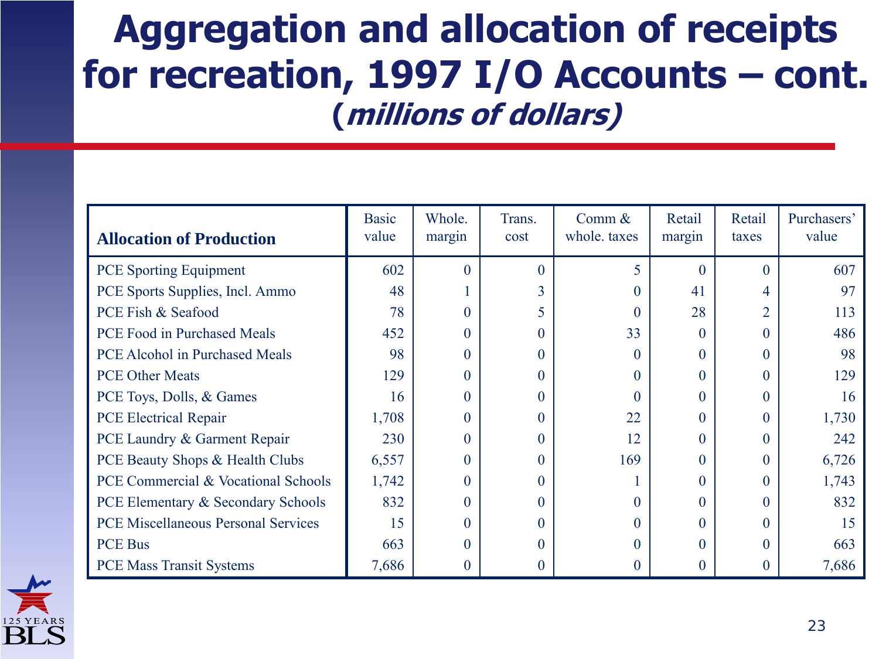# Aggregation and allocation of receipts for recreation, 1997 I/O Accounts – cont.

## *(millions of dollars)*

| Allocation of Production | Basic value | Whole. margin | Trans. cost | Comm & whole. taxes | Retail margin | Retail taxes | Purchasers' value |
|---|---|---|---|---|---|---|---|
| PCE Sporting Equipment | 602 | 0 | 0 | 5 | 0 | 0 | 607 |
| PCE Sports Supplies, Incl. Ammo | 48 | 1 | 3 | 0 | 41 | 4 | 97 |
| PCE Fish & Seafood | 78 | 0 | 5 | 0 | 28 | 2 | 113 |
| PCE Food in Purchased Meals | 452 | 0 | 0 | 33 | 0 | 0 | 486 |
| PCE Alcohol in Purchased Meals | 98 | 0 | 0 | 0 | 0 | 0 | 98 |
| PCE Other Meats | 129 | 0 | 0 | 0 | 0 | 0 | 129 |
| PCE Toys, Dolls, & Games | 16 | 0 | 0 | 0 | 0 | 0 | 16 |
| PCE Electrical Repair | 1,708 | 0 | 0 | 22 | 0 | 0 | 1,730 |
| PCE Laundry & Garment Repair | 230 | 0 | 0 | 12 | 0 | 0 | 242 |
| PCE Beauty Shops & Health Clubs | 6,557 | 0 | 0 | 169 | 0 | 0 | 6,726 |
| PCE Commercial & Vocational Schools | 1,742 | 0 | 0 | 1 | 0 | 0 | 1,743 |
| PCE Elementary & Secondary Schools | 832 | 0 | 0 | 0 | 0 | 0 | 832 |
| PCE Miscellaneous Personal Services | 15 | 0 | 0 | 0 | 0 | 0 | 15 |
| PCE Bus | 663 | 0 | 0 | 0 | 0 | 0 | 663 |
| PCE Mass Transit Systems | 7,686 | 0 | 0 | 0 | 0 | 0 | 7,686 |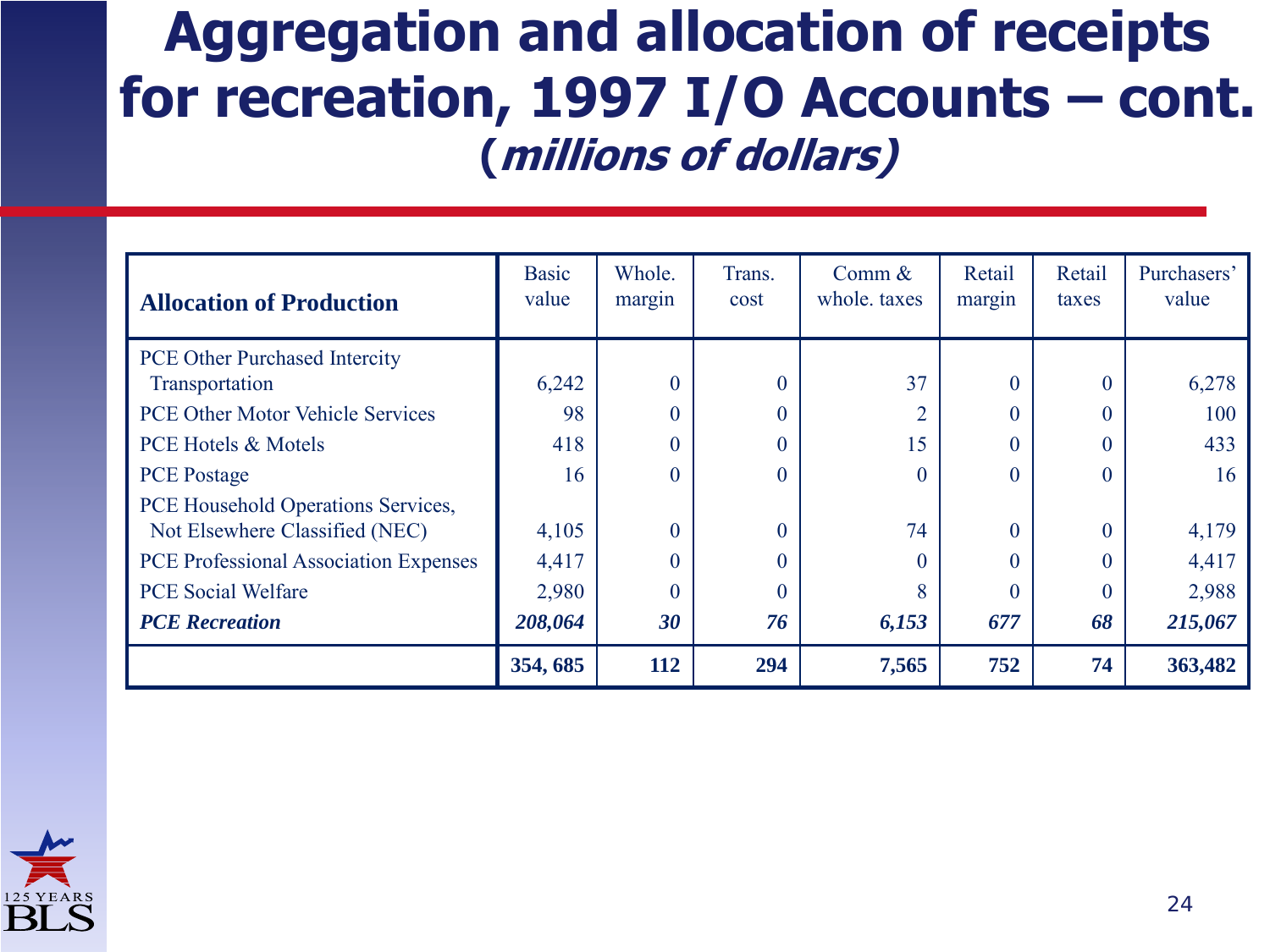# Aggregation and allocation of receipts for recreation, 1997 I/O Accounts – cont.

## *(millions of dollars)*

| **Allocation of Production** | Basic value | Whole. margin | Trans. cost | Comm & whole. taxes | Retail margin | Retail taxes | Purchasers' value |
|---|---|---|---|---|---|---|---|
| PCE Other Purchased Intercity Transportation | 6,242 | 0 | 0 | 37 | 0 | 0 | 6,278 |
| PCE Other Motor Vehicle Services | 98 | 0 | 0 | 2 | 0 | 0 | 100 |
| PCE Hotels & Motels | 418 | 0 | 0 | 15 | 0 | 0 | 433 |
| PCE Postage | 16 | 0 | 0 | 0 | 0 | 0 | 16 |
| PCE Household Operations Services, Not Elsewhere Classified (NEC) | 4,105 | 0 | 0 | 74 | 0 | 0 | 4,179 |
| PCE Professional Association Expenses | 4,417 | 0 | 0 | 0 | 0 | 0 | 4,417 |
| PCE Social Welfare | 2,980 | 0 | 0 | 8 | 0 | 0 | 2,988 |
| ***PCE Recreation*** | ***208,064*** | ***30*** | ***76*** | ***6,153*** | ***677*** | ***68*** | ***215,067*** |
| | **354, 685** | **112** | **294** | **7,565** | **752** | **74** | **363,482** |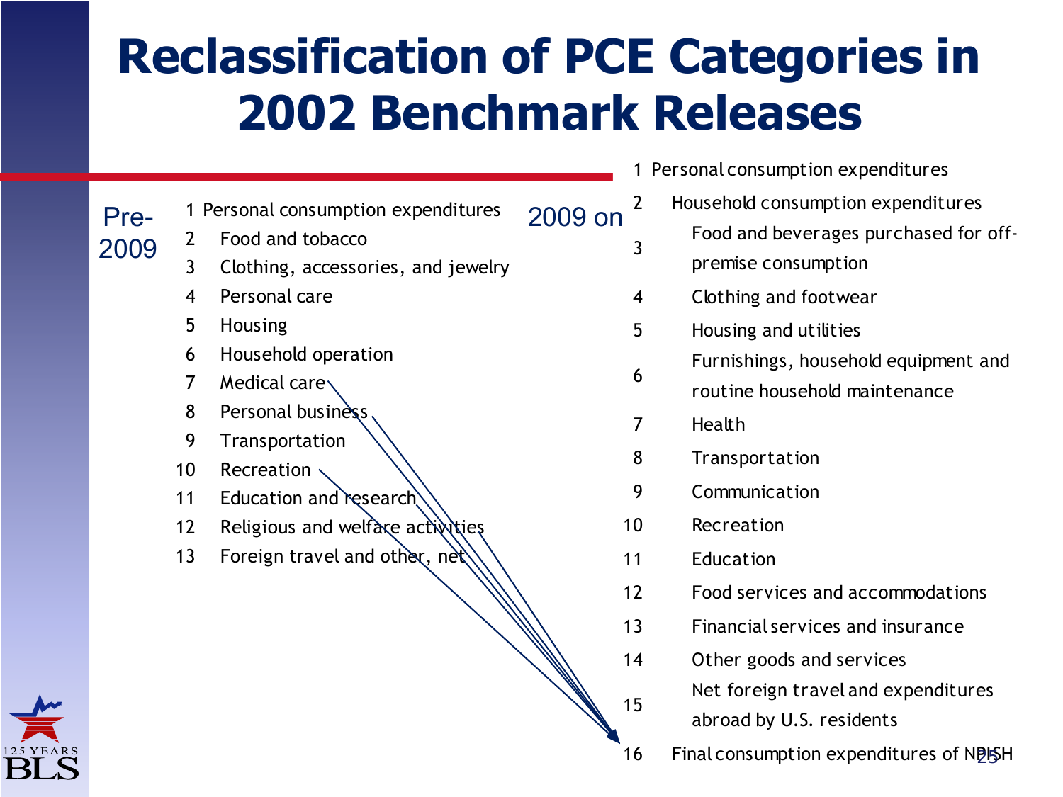# Reclassification of PCE Categories in 2002 Benchmark Releases

**Pre-2009**

1 Personal consumption expenditures
2 Food and tobacco
3 Clothing, accessories, and jewelry
4 Personal care
5 Housing
6 Household operation
7 Medical care
8 Personal business
9 Transportation
10 Recreation
11 Education and research
12 Religious and welfare activities
13 Foreign travel and other, net

**2009 on**

1 Personal consumption expenditures
2 Household consumption expenditures
3 Food and beverages purchased for off-premise consumption
4 Clothing and footwear
5 Housing and utilities
6 Furnishings, household equipment and routine household maintenance
7 Health
8 Transportation
9 Communication
10 Recreation
11 Education
12 Food services and accommodations
13 Financial services and insurance
14 Other goods and services
15 Net foreign travel and expenditures abroad by U.S. residents
16 Final consumption expenditures of NPISH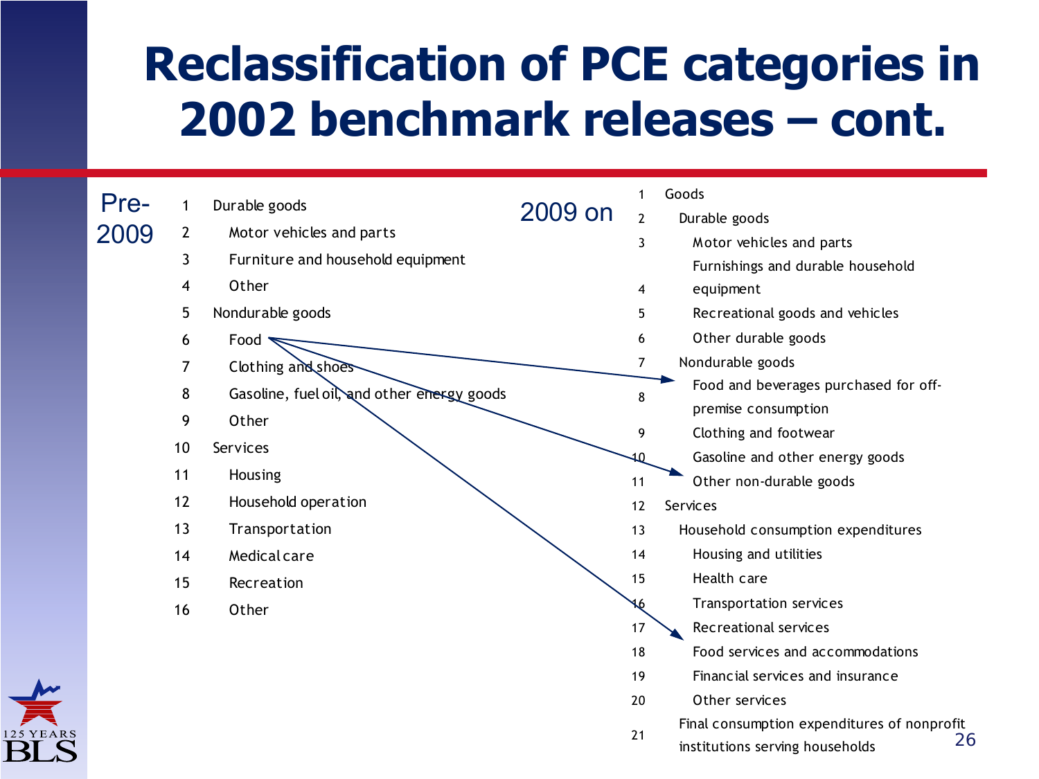# Reclassification of PCE categories in 2002 benchmark releases – cont.

**Pre-2009**

| | |
|---|---|
| 1 | Durable goods |
| 2 | Motor vehicles and parts |
| 3 | Furniture and household equipment |
| 4 | Other |
| 5 | Nondurable goods |
| 6 | Food |
| 7 | Clothing and shoes |
| 8 | Gasoline, fuel oil, and other energy goods |
| 9 | Other |
| 10 | Services |
| 11 | Housing |
| 12 | Household operation |
| 13 | Transportation |
| 14 | Medical care |
| 15 | Recreation |
| 16 | Other |

**2009 on**

| | |
|---|---|
| 1 | Goods |
| 2 | Durable goods |
| 3 | Motor vehicles and parts |
| 4 | Furnishings and durable household equipment |
| 5 | Recreational goods and vehicles |
| 6 | Other durable goods |
| 7 | Nondurable goods |
| 8 | Food and beverages purchased for off-premise consumption |
| 9 | Clothing and footwear |
| 10 | Gasoline and other energy goods |
| 11 | Other non-durable goods |
| 12 | Services |
| 13 | Household consumption expenditures |
| 14 | Housing and utilities |
| 15 | Health care |
| 16 | Transportation services |
| 17 | Recreational services |
| 18 | Food services and accommodations |
| 19 | Financial services and insurance |
| 20 | Other services |
| 21 | Final consumption expenditures of nonprofit institutions serving households |

Pre-2009 "Food" (6) maps to 2009-on "Food and beverages purchased for off-premise consumption" (8), "Other non-durable goods" (11), and "Recreational services" (17).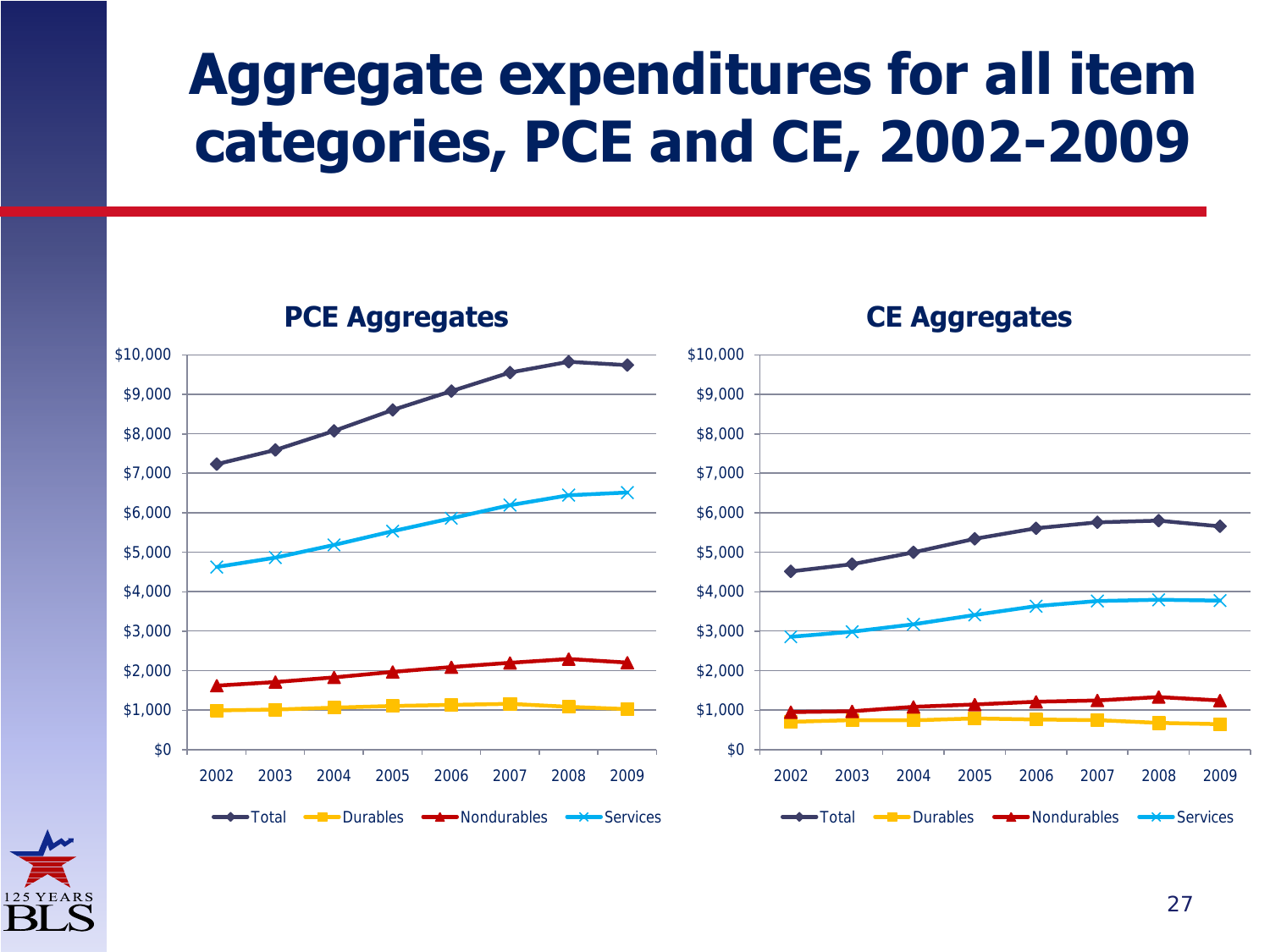# Aggregate expenditures for all item categories, PCE and CE, 2002-2009

**PCE Aggregates**

$10,000
$9,000
$8,000
$7,000
$6,000
$5,000
$4,000
$3,000
$2,000
$1,000
$0

2002 2003 2004 2005 2006 2007 2008 2009

Total, Durables, Nondurables, Services

**CE Aggregates**

$10,000
$9,000
$8,000
$7,000
$6,000
$5,000
$4,000
$3,000
$2,000
$1,000
$0

2002 2003 2004 2005 2006 2007 2008 2009

Total, Durables, Nondurables, Services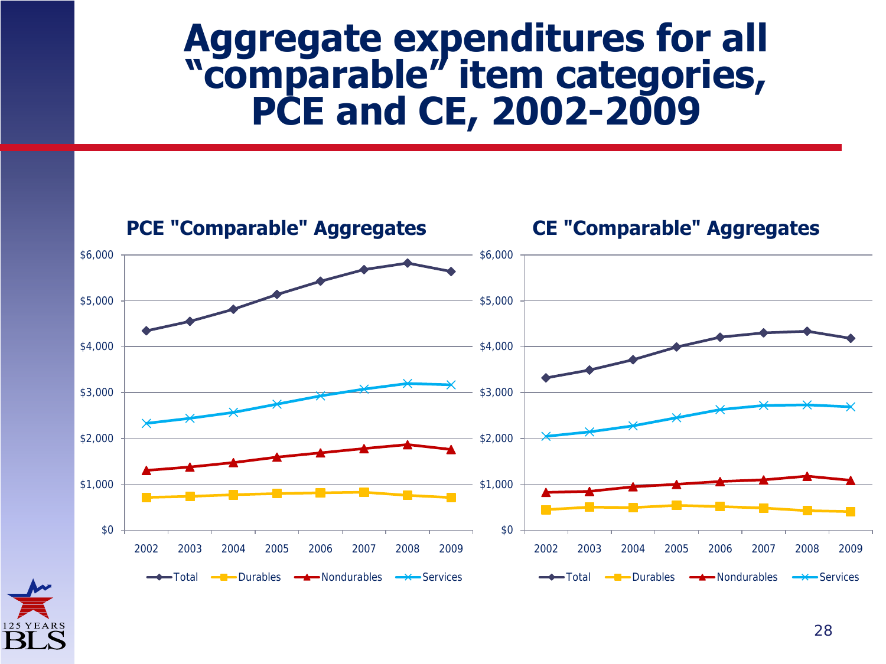# Aggregate expenditures for all "comparable" item categories, PCE and CE, 2002-2009

## PCE "Comparable" Aggregates

## CE "Comparable" Aggregates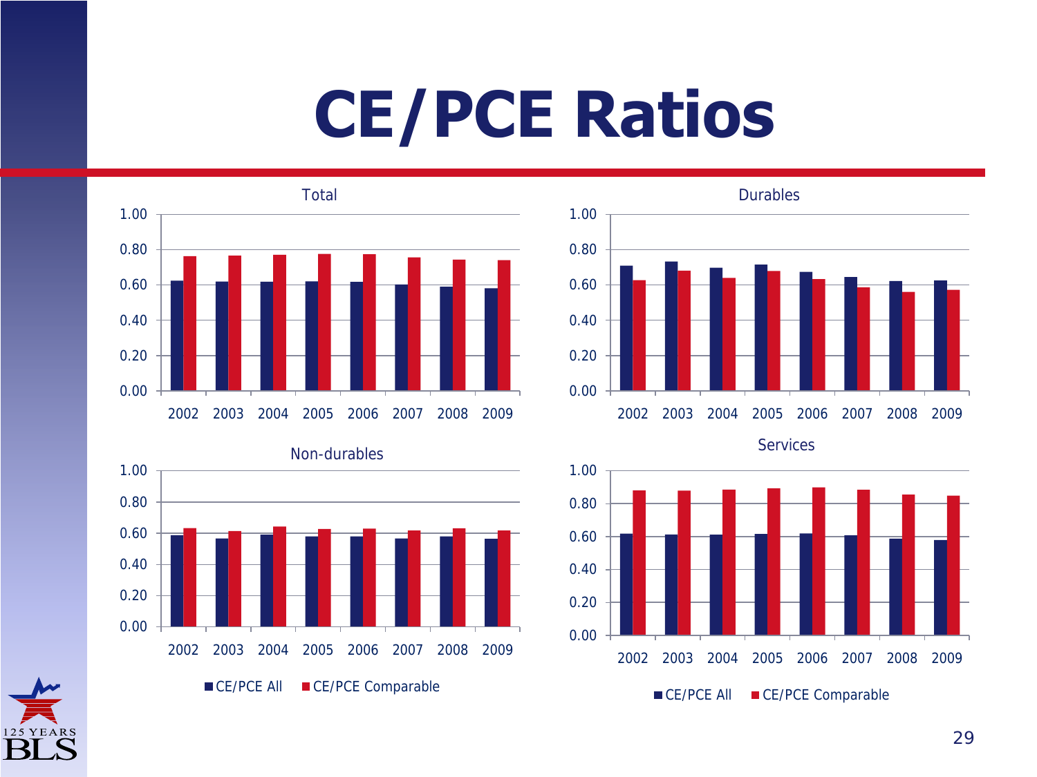# CE/PCE Ratios

Total

Durables

Non-durables

Services

■ CE/PCE All ■ CE/PCE Comparable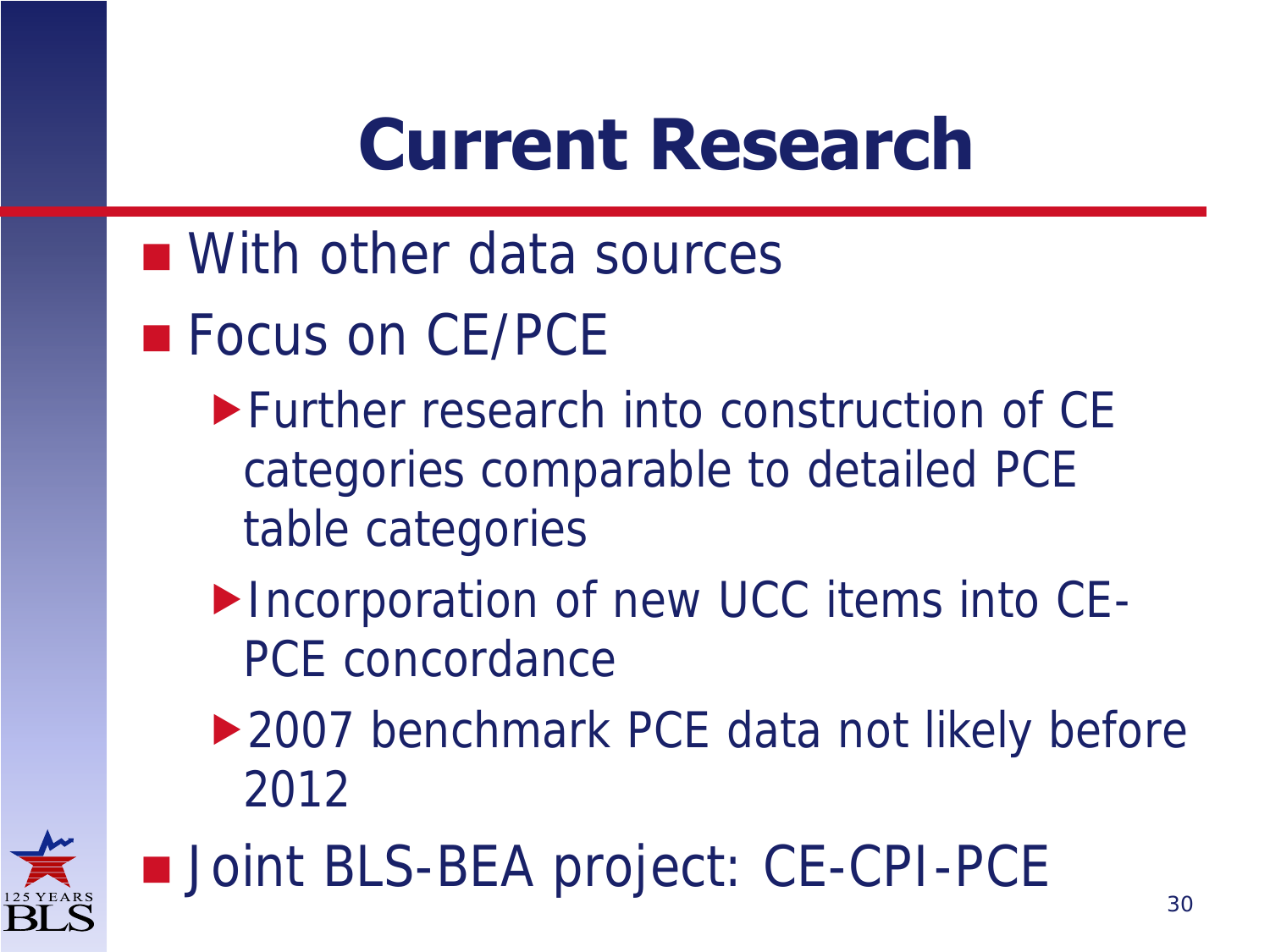# Current Research

- With other data sources
- Focus on CE/PCE
  - Further research into construction of CE categories comparable to detailed PCE table categories
  - Incorporation of new UCC items into CE-PCE concordance
  - 2007 benchmark PCE data not likely before 2012
- Joint BLS-BEA project: CE-CPI-PCE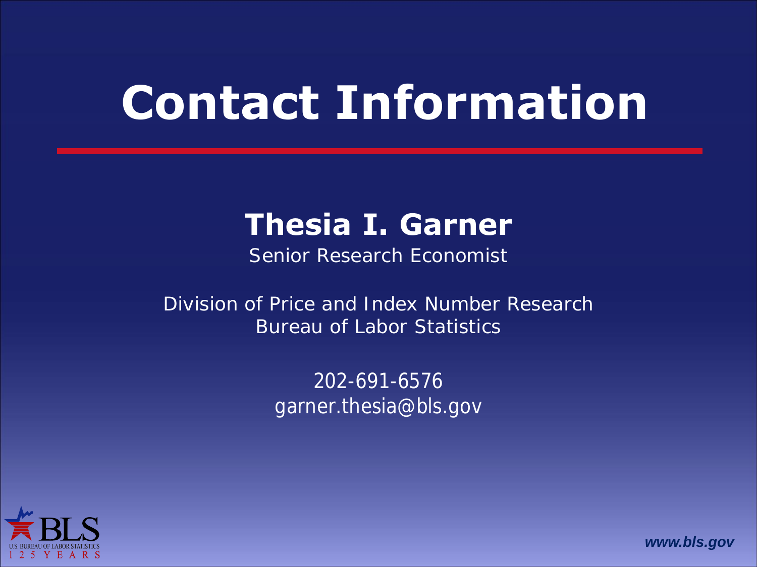# Contact Information

**Thesia I. Garner**

Senior Research Economist

Division of Price and Index Number Research
Bureau of Labor Statistics

202-691-6576
garner.thesia@bls.gov